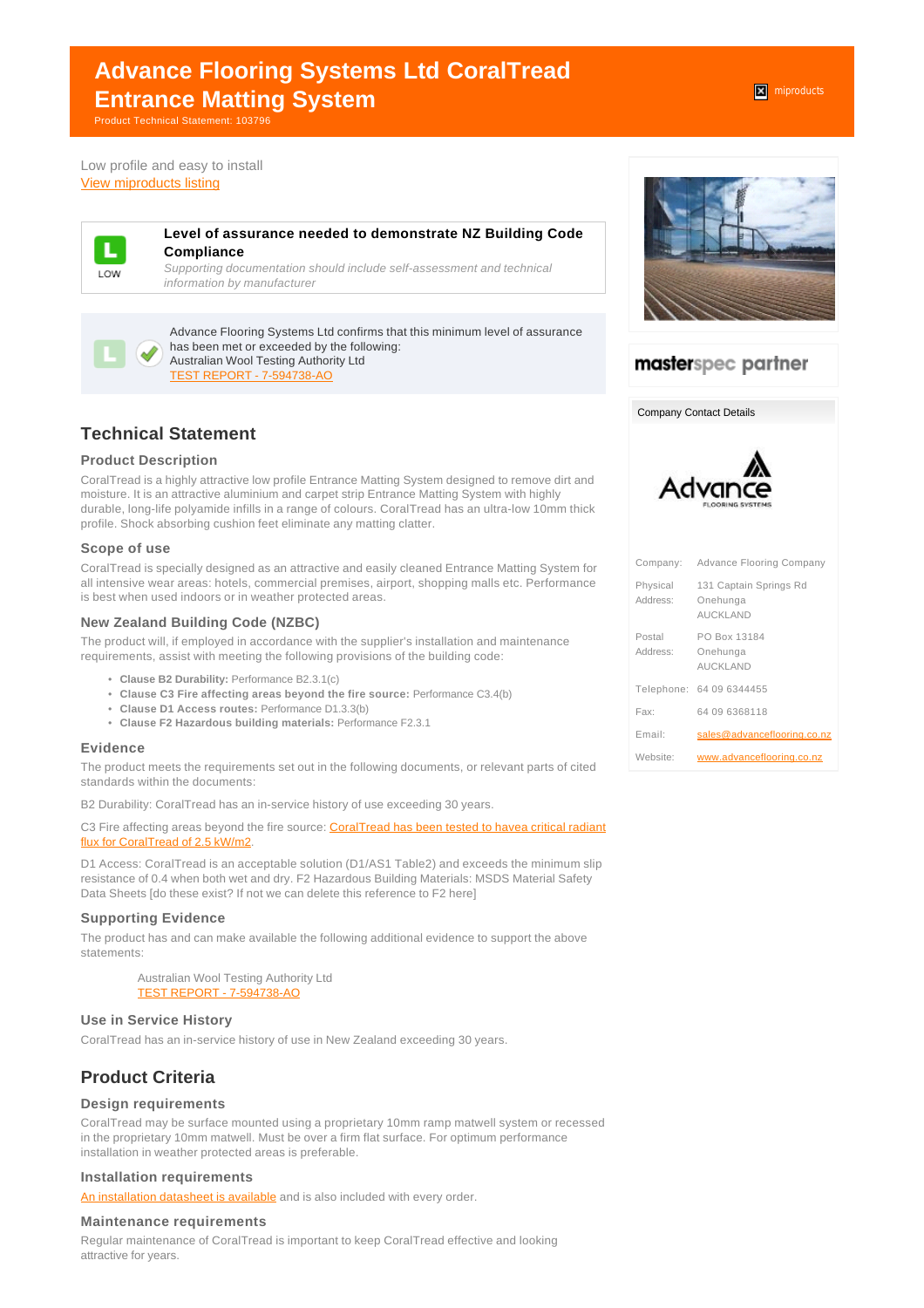# Advance Flooring Systems Ltd CoralTread Entrance Matting System

Product Technical Statement: 103796

miproducts

Low profile and easy to install

View miproducts listing

L LOW

**Level of assurance needed to demonstrate NZ Building Code Compliance**

*Supporting documentation should include self-assessment and technical information by manufacturer*

Advance Flooring Systems Ltd confirms that this minimum level of assurance has been met or exceeded by the following:
Australian Wool Testing Authority Ltd
TEST REPORT - 7-594738-AO

## Technical Statement

### Product Description

CoralTread is a highly attractive low profile Entrance Matting System designed to remove dirt and moisture. It is an attractive aluminium and carpet strip Entrance Matting System with highly durable, long-life polyamide infills in a range of colours. CoralTread has an ultra-low 10mm thick profile. Shock absorbing cushion feet eliminate any matting clatter.

### Scope of use

CoralTread is specially designed as an attractive and easily cleaned Entrance Matting System for all intensive wear areas: hotels, commercial premises, airport, shopping malls etc. Performance is best when used indoors or in weather protected areas.

### New Zealand Building Code (NZBC)

The product will, if employed in accordance with the supplier's installation and maintenance requirements, assist with meeting the following provisions of the building code:

- **Clause B2 Durability:** Performance B2.3.1(c)
- **Clause C3 Fire affecting areas beyond the fire source:** Performance C3.4(b)
- **Clause D1 Access routes:** Performance D1.3.3(b)
- **Clause F2 Hazardous building materials:** Performance F2.3.1

### Evidence

The product meets the requirements set out in the following documents, or relevant parts of cited standards within the documents:

B2 Durability: CoralTread has an in-service history of use exceeding 30 years.

C3 Fire affecting areas beyond the fire source: CoralTread has been tested to havea critical radiant flux for CoralTread of 2.5 kW/m2.

D1 Access: CoralTread is an acceptable solution (D1/AS1 Table2) and exceeds the minimum slip resistance of 0.4 when both wet and dry. F2 Hazardous Building Materials: MSDS Material Safety Data Sheets [do these exist? If not we can delete this reference to F2 here]

### Supporting Evidence

The product has and can make available the following additional evidence to support the above statements:

Australian Wool Testing Authority Ltd
TEST REPORT - 7-594738-AO

### Use in Service History

CoralTread has an in-service history of use in New Zealand exceeding 30 years.

## Product Criteria

### Design requirements

CoralTread may be surface mounted using a proprietary 10mm ramp matwell system or recessed in the proprietary 10mm matwell. Must be over a firm flat surface. For optimum performance installation in weather protected areas is preferable.

### Installation requirements

An installation datasheet is available and is also included with every order.

### Maintenance requirements

Regular maintenance of CoralTread is important to keep CoralTread effective and looking attractive for years.

masterspec partner

**Company Contact Details**

Advance FLOORING SYSTEMS

| | |
|---|---|
| Company: | Advance Flooring Company |
| Physical Address: | 131 Captain Springs Rd<br>Onehunga<br>AUCKLAND |
| Postal Address: | PO Box 13184<br>Onehunga<br>AUCKLAND |
| Telephone: | 64 09 6344455 |
| Fax: | 64 09 6368118 |
| Email: | sales@advanceflooring.co.nz |
| Website: | www.advanceflooring.co.nz |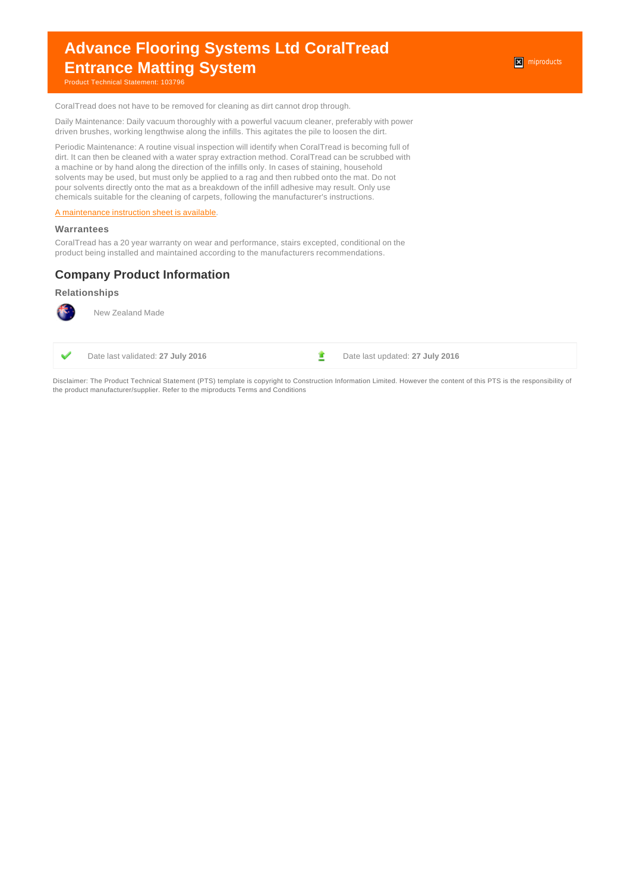CoralTread does not have to be removed for cleaning as dirt cannot drop through.

Daily Maintenance: Daily vacuum thoroughly with a powerful vacuum cleaner, preferably with power driven brushes, working lengthwise along the infills. This agitates the pile to loosen the dirt.

Periodic Maintenance: A routine visual inspection will identify when CoralTread is becoming full of dirt. It can then be cleaned with a water spray extraction method. CoralTread can be scrubbed with a machine or by hand along the direction of the infills only. In cases of staining, household solvents may be used, but must only be applied to a rag and then rubbed onto the mat. Do not pour solvents directly onto the mat as a breakdown of the infill adhesive may result. Only use chemicals suitable for the cleaning of carpets, following the manufacturer's instructions.

A maintenance instruction sheet is available.

### Warrantees

CoralTread has a 20 year warranty on wear and performance, stairs excepted, conditional on the product being installed and maintained according to the manufacturers recommendations.

## Company Product Information

### Relationships

New Zealand Made

Date last validated: **27 July 2016**

Date last updated: **27 July 2016**

Disclaimer: The Product Technical Statement (PTS) template is copyright to Construction Information Limited. However the content of this PTS is the responsibility of the product manufacturer/supplier. Refer to the miproducts Terms and Conditions